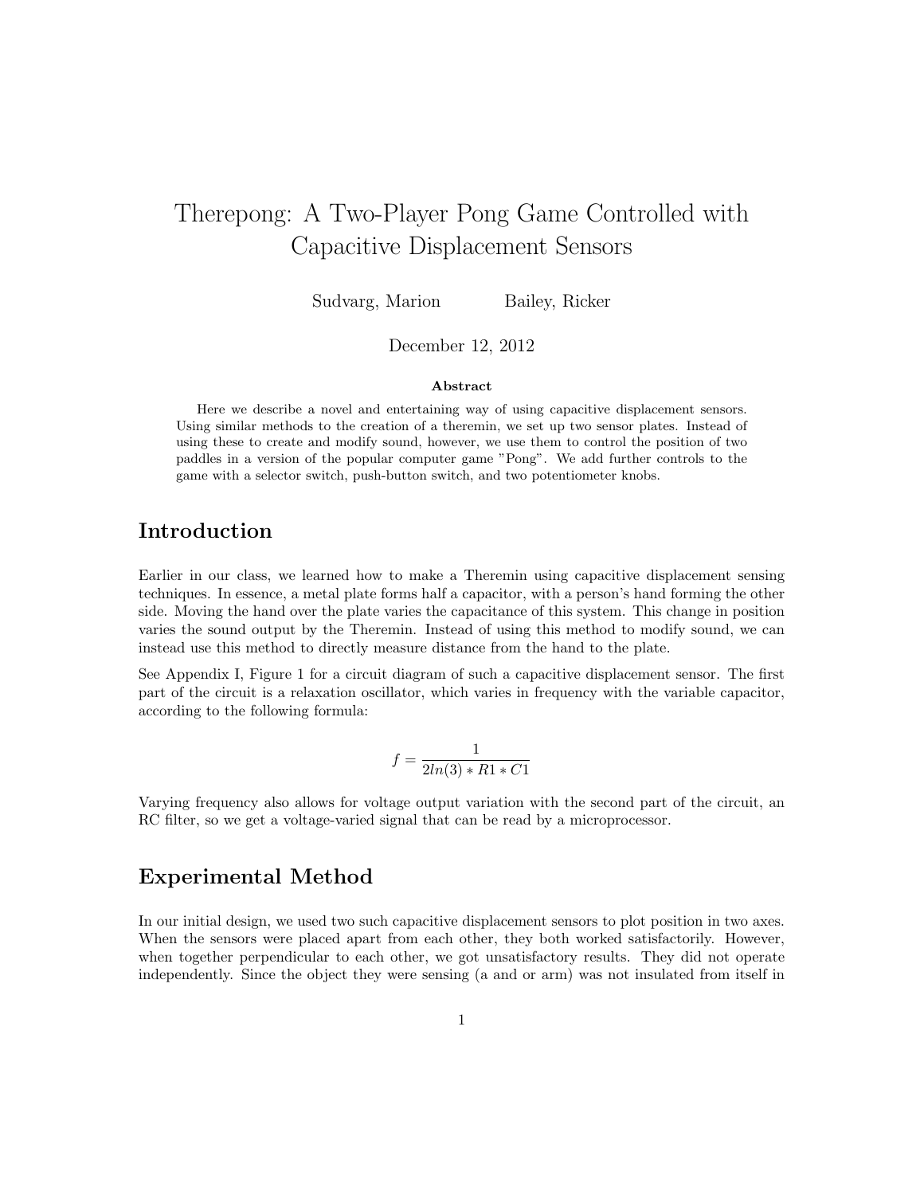# Therepong: A Two-Player Pong Game Controlled with Capacitive Displacement Sensors

Sudvarg, Marion    Bailey, Ricker

December 12, 2012

**Abstract**

Here we describe a novel and entertaining way of using capacitive displacement sensors. Using similar methods to the creation of a theremin, we set up two sensor plates. Instead of using these to create and modify sound, however, we use them to control the position of two paddles in a version of the popular computer game "Pong". We add further controls to the game with a selector switch, push-button switch, and two potentiometer knobs.

## Introduction

Earlier in our class, we learned how to make a Theremin using capacitive displacement sensing techniques. In essence, a metal plate forms half a capacitor, with a person's hand forming the other side. Moving the hand over the plate varies the capacitance of this system. This change in position varies the sound output by the Theremin. Instead of using this method to modify sound, we can instead use this method to directly measure distance from the hand to the plate.

See Appendix I, Figure 1 for a circuit diagram of such a capacitive displacement sensor. The first part of the circuit is a relaxation oscillator, which varies in frequency with the variable capacitor, according to the following formula:

$$f = \frac{1}{2ln(3) * R1 * C1}$$

Varying frequency also allows for voltage output variation with the second part of the circuit, an RC filter, so we get a voltage-varied signal that can be read by a microprocessor.

## Experimental Method

In our initial design, we used two such capacitive displacement sensors to plot position in two axes. When the sensors were placed apart from each other, they both worked satisfactorily. However, when together perpendicular to each other, we got unsatisfactory results. They did not operate independently. Since the object they were sensing (a and or arm) was not insulated from itself in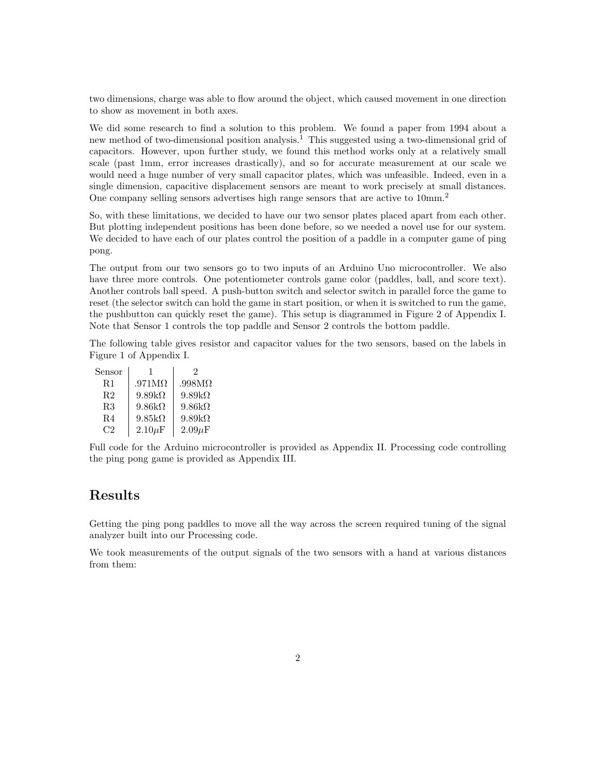two dimensions, charge was able to flow around the object, which caused movement in one direction to show as movement in both axes.

We did some research to find a solution to this problem. We found a paper from 1994 about a new method of two-dimensional position analysis.[1] This suggested using a two-dimensional grid of capacitors. However, upon further study, we found this method works only at a relatively small scale (past 1mm, error increases drastically), and so for accurate measurement at our scale we would need a huge number of very small capacitor plates, which was unfeasible. Indeed, even in a single dimension, capacitive displacement sensors are meant to work precisely at small distances. One company selling sensors advertises high range sensors that are active to 10mm.[2]

So, with these limitations, we decided to have our two sensor plates placed apart from each other. But plotting independent positions has been done before, so we needed a novel use for our system. We decided to have each of our plates control the position of a paddle in a computer game of ping pong.

The output from our two sensors go to two inputs of an Arduino Uno microcontroller. We also have three more controls. One potentiometer controls game color (paddles, ball, and score text). Another controls ball speed. A push-button switch and selector switch in parallel force the game to reset (the selector switch can hold the game in start position, or when it is switched to run the game, the pushbutton can quickly reset the game). This setup is diagrammed in Figure 2 of Appendix I. Note that Sensor 1 controls the top paddle and Sensor 2 controls the bottom paddle.

The following table gives resistor and capacitor values for the two sensors, based on the labels in Figure 1 of Appendix I.

| Sensor | 1 | 2 |
|---|---|---|
| R1 | .971MΩ | .998MΩ |
| R2 | 9.89kΩ | 9.89kΩ |
| R3 | 9.86kΩ | 9.86kΩ |
| R4 | 9.85kΩ | 9.89kΩ |
| C2 | 2.10$\mu$F | 2.09$\mu$F |

Full code for the Arduino microcontroller is provided as Appendix II. Processing code controlling the ping pong game is provided as Appendix III.

## Results

Getting the ping pong paddles to move all the way across the screen required tuning of the signal analyzer built into our Processing code.

We took measurements of the output signals of the two sensors with a hand at various distances from them: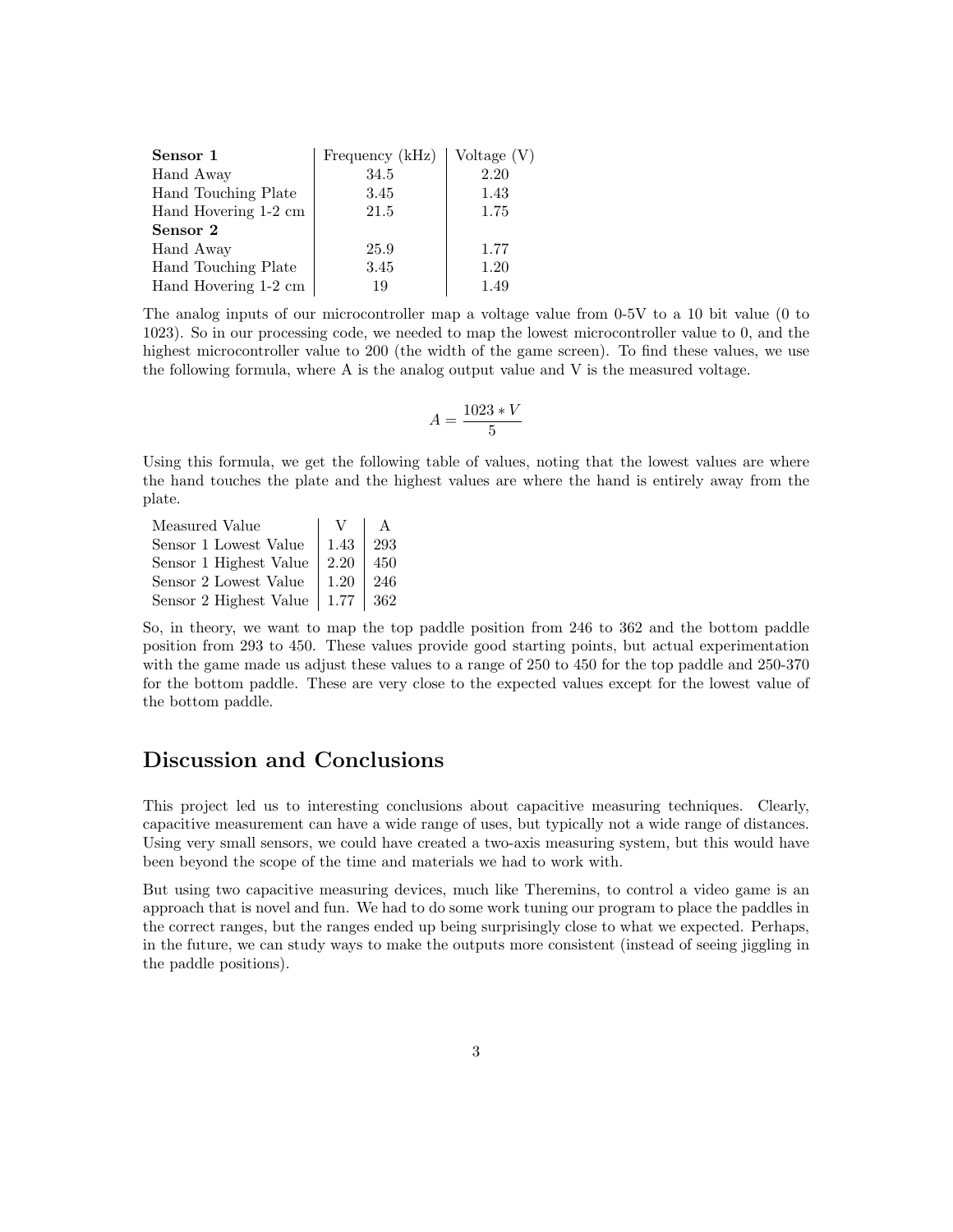| **Sensor 1** | Frequency (kHz) | Voltage (V) |
|---|---|---|
| Hand Away | 34.5 | 2.20 |
| Hand Touching Plate | 3.45 | 1.43 |
| Hand Hovering 1-2 cm | 21.5 | 1.75 |
| **Sensor 2** | | |
| Hand Away | 25.9 | 1.77 |
| Hand Touching Plate | 3.45 | 1.20 |
| Hand Hovering 1-2 cm | 19 | 1.49 |

The analog inputs of our microcontroller map a voltage value from 0-5V to a 10 bit value (0 to 1023). So in our processing code, we needed to map the lowest microcontroller value to 0, and the highest microcontroller value to 200 (the width of the game screen). To find these values, we use the following formula, where A is the analog output value and V is the measured voltage.

$$A = \frac{1023 * V}{5}$$

Using this formula, we get the following table of values, noting that the lowest values are where the hand touches the plate and the highest values are where the hand is entirely away from the plate.

| Measured Value | V | A |
|---|---|---|
| Sensor 1 Lowest Value | 1.43 | 293 |
| Sensor 1 Highest Value | 2.20 | 450 |
| Sensor 2 Lowest Value | 1.20 | 246 |
| Sensor 2 Highest Value | 1.77 | 362 |

So, in theory, we want to map the top paddle position from 246 to 362 and the bottom paddle position from 293 to 450. These values provide good starting points, but actual experimentation with the game made us adjust these values to a range of 250 to 450 for the top paddle and 250-370 for the bottom paddle. These are very close to the expected values except for the lowest value of the bottom paddle.

## Discussion and Conclusions

This project led us to interesting conclusions about capacitive measuring techniques. Clearly, capacitive measurement can have a wide range of uses, but typically not a wide range of distances. Using very small sensors, we could have created a two-axis measuring system, but this would have been beyond the scope of the time and materials we had to work with.

But using two capacitive measuring devices, much like Theremins, to control a video game is an approach that is novel and fun. We had to do some work tuning our program to place the paddles in the correct ranges, but the ranges ended up being surprisingly close to what we expected. Perhaps, in the future, we can study ways to make the outputs more consistent (instead of seeing jiggling in the paddle positions).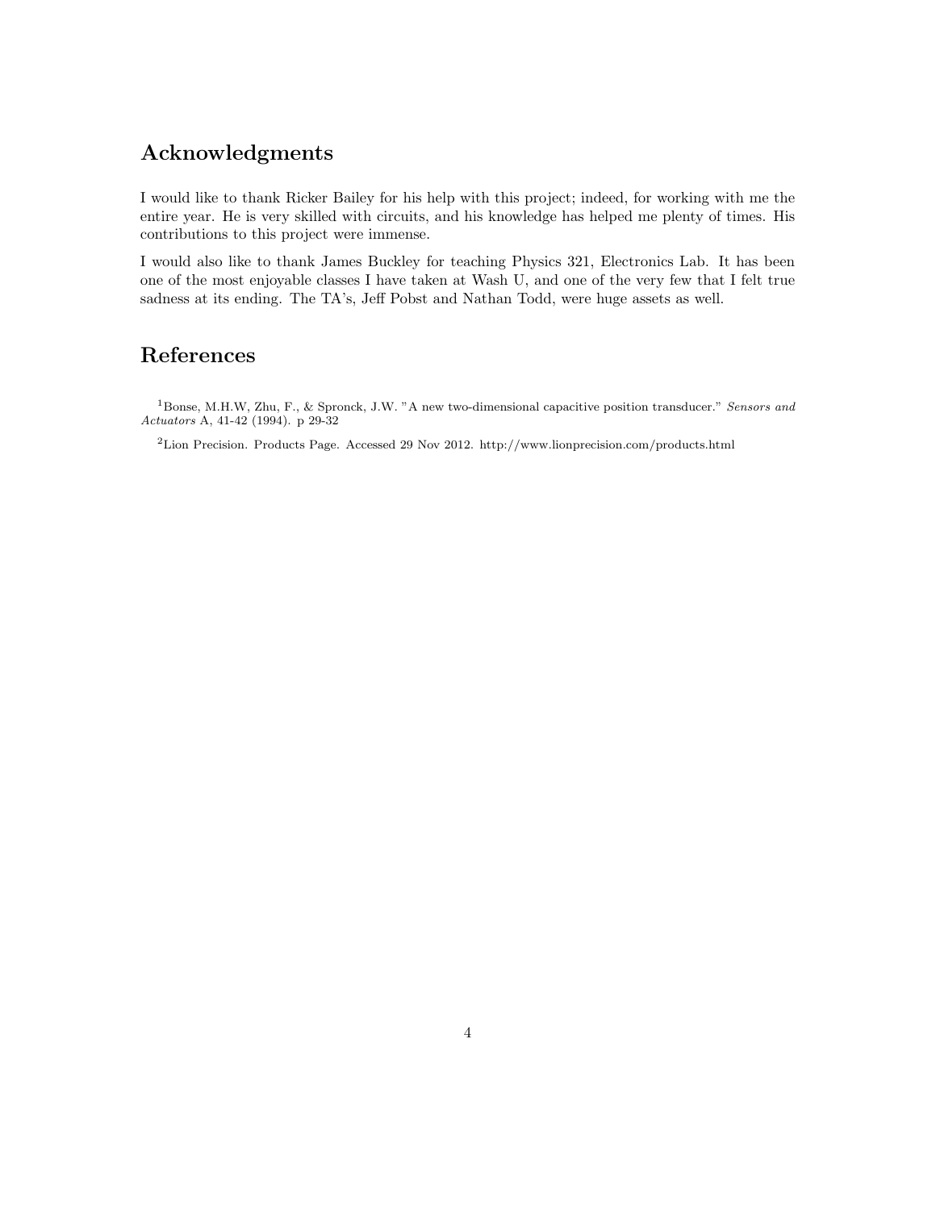## Acknowledgments

I would like to thank Ricker Bailey for his help with this project; indeed, for working with me the entire year. He is very skilled with circuits, and his knowledge has helped me plenty of times. His contributions to this project were immense.

I would also like to thank James Buckley for teaching Physics 321, Electronics Lab. It has been one of the most enjoyable classes I have taken at Wash U, and one of the very few that I felt true sadness at its ending. The TA's, Jeff Pobst and Nathan Todd, were huge assets as well.

## References

[1]Bonse, M.H.W, Zhu, F., & Spronck, J.W. "A new two-dimensional capacitive position transducer." *Sensors and Actuators* A, 41-42 (1994). p 29-32

[2]Lion Precision. Products Page. Accessed 29 Nov 2012. http://www.lionprecision.com/products.html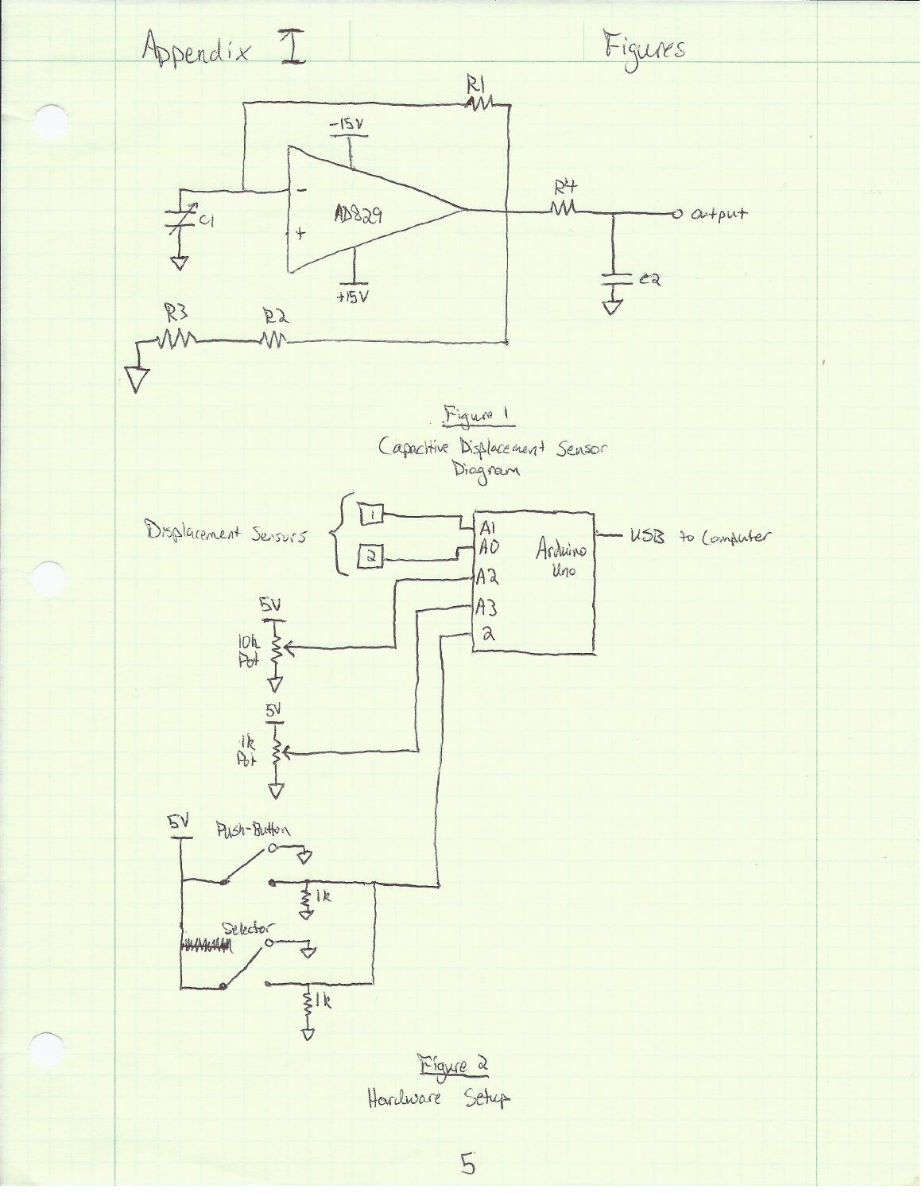# Appendix I

## Figures

Figure 1

Capacitive Displacement Sensor Diagram

Figure 2

Hardware Setup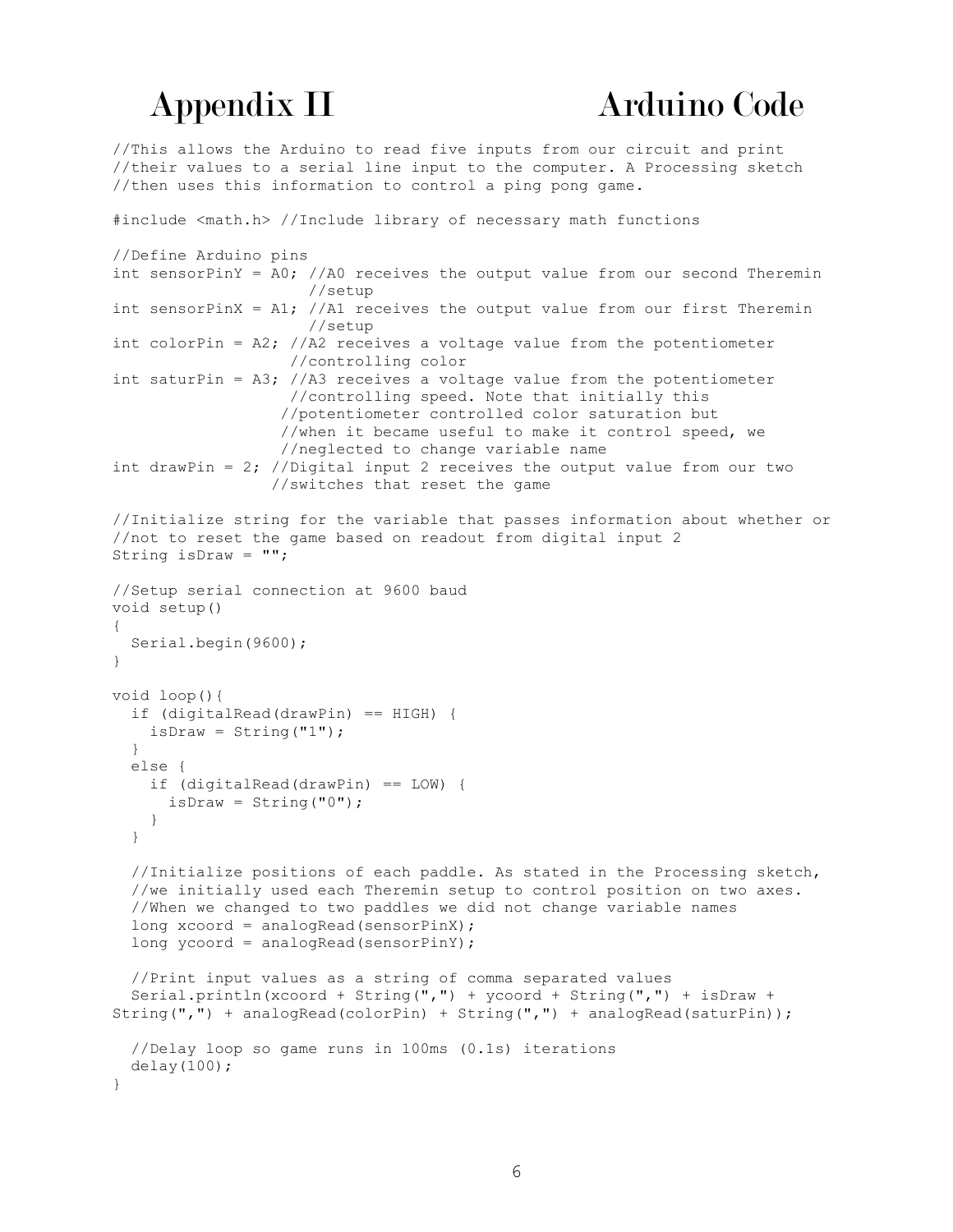# Appendix II Arduino Code

```
//This allows the Arduino to read five inputs from our circuit and print
//their values to a serial line input to the computer. A Processing sketch
//then uses this information to control a ping pong game.

#include <math.h> //Include library of necessary math functions

//Define Arduino pins
int sensorPinY = A0; //A0 receives the output value from our second Theremin
                     //setup
int sensorPinX = A1; //A1 receives the output value from our first Theremin
                     //setup
int colorPin = A2; //A2 receives a voltage value from the potentiometer
                   //controlling color
int saturPin = A3; //A3 receives a voltage value from the potentiometer
                   //controlling speed. Note that initially this
                  //potentiometer controlled color saturation but
                  //when it became useful to make it control speed, we
                  //neglected to change variable name
int drawPin = 2; //Digital input 2 receives the output value from our two
                //switches that reset the game

//Initialize string for the variable that passes information about whether or
//not to reset the game based on readout from digital input 2
String isDraw = "";

//Setup serial connection at 9600 baud
void setup()
{
  Serial.begin(9600);
}

void loop(){
  if (digitalRead(drawPin) == HIGH) {
    isDraw = String("1");
  }
  else {
    if (digitalRead(drawPin) == LOW) {
      isDraw = String("0");
    }
  }

  //Initialize positions of each paddle. As stated in the Processing sketch,
  //we initially used each Theremin setup to control position on two axes.
  //When we changed to two paddles we did not change variable names
  long xcoord = analogRead(sensorPinX);
  long ycoord = analogRead(sensorPinY);

  //Print input values as a string of comma separated values
  Serial.println(xcoord + String(",") + ycoord + String(",") + isDraw +
String(",") + analogRead(colorPin) + String(",") + analogRead(saturPin));

  //Delay loop so game runs in 100ms (0.1s) iterations
  delay(100);
}
```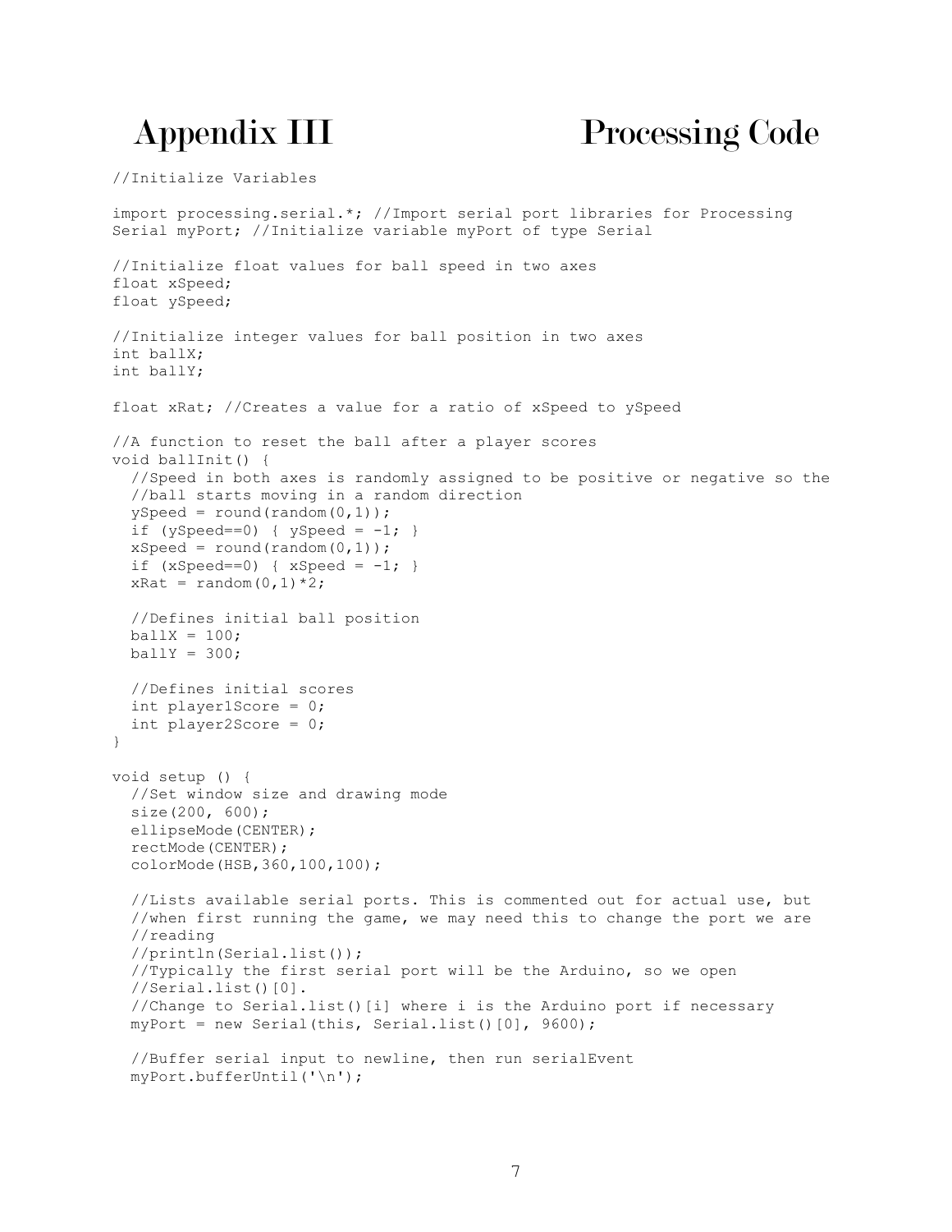# Appendix III Processing Code

```
//Initialize Variables

import processing.serial.*; //Import serial port libraries for Processing
Serial myPort; //Initialize variable myPort of type Serial

//Initialize float values for ball speed in two axes
float xSpeed;
float ySpeed;

//Initialize integer values for ball position in two axes
int ballX;
int ballY;

float xRat; //Creates a value for a ratio of xSpeed to ySpeed

//A function to reset the ball after a player scores
void ballInit() {
  //Speed in both axes is randomly assigned to be positive or negative so the
  //ball starts moving in a random direction
  ySpeed = round(random(0,1));
  if (ySpeed==0) { ySpeed = -1; }
  xSpeed = round(random(0,1));
  if (xSpeed==0) { xSpeed = -1; }
  xRat = random(0,1)*2;

  //Defines initial ball position
  ballX = 100;
  ballY = 300;

  //Defines initial scores
  int player1Score = 0;
  int player2Score = 0;
}

void setup () {
  //Set window size and drawing mode
  size(200, 600);
  ellipseMode(CENTER);
  rectMode(CENTER);
  colorMode(HSB,360,100,100);

  //Lists available serial ports. This is commented out for actual use, but
  //when first running the game, we may need this to change the port we are
  //reading
  //println(Serial.list());
  //Typically the first serial port will be the Arduino, so we open
  //Serial.list()[0].
  //Change to Serial.list()[i] where i is the Arduino port if necessary
  myPort = new Serial(this, Serial.list()[0], 9600);

  //Buffer serial input to newline, then run serialEvent
  myPort.bufferUntil('\n');
```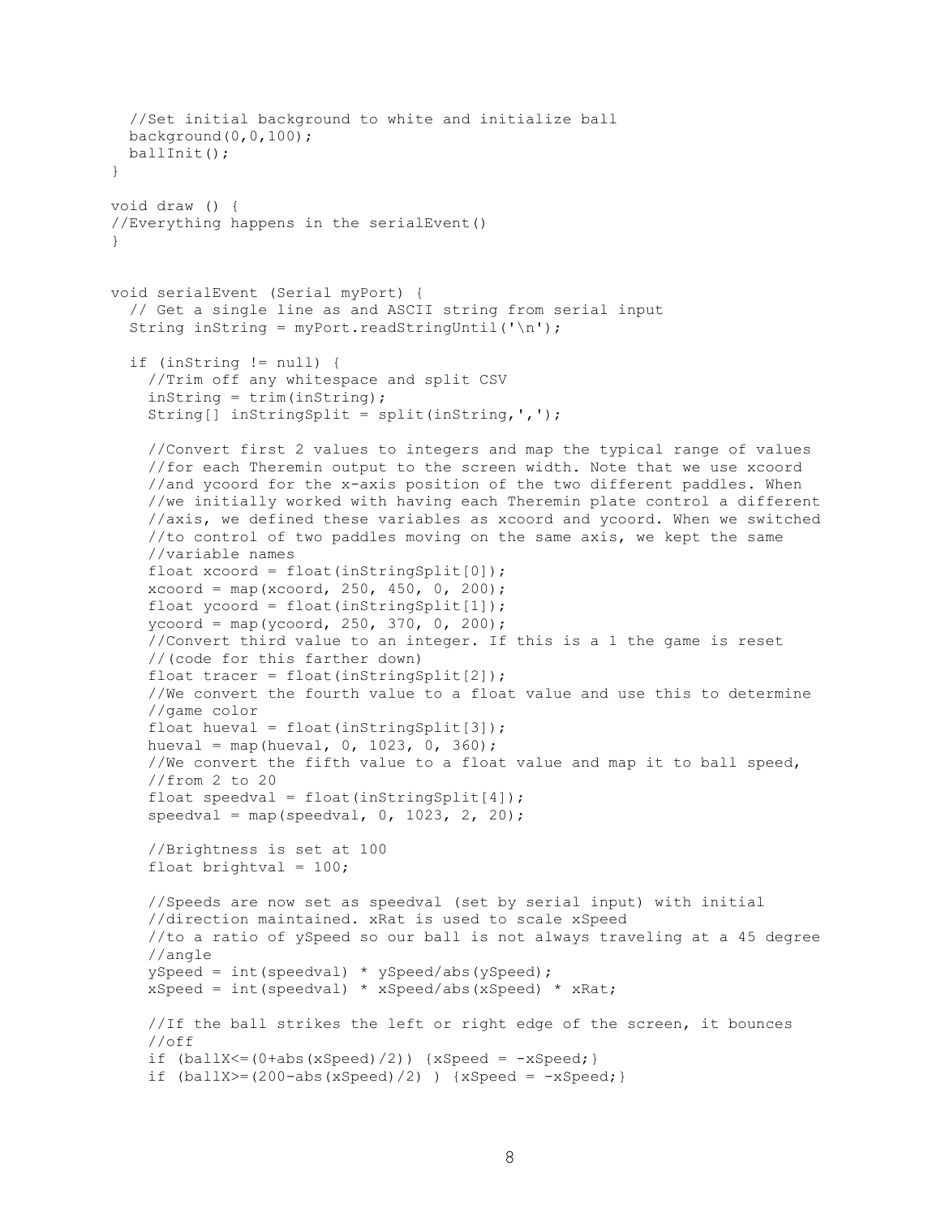```
  //Set initial background to white and initialize ball
  background(0,0,100);
  ballInit();
}

void draw () {
//Everything happens in the serialEvent()
}


void serialEvent (Serial myPort) {
  // Get a single line as and ASCII string from serial input
  String inString = myPort.readStringUntil('\n');

  if (inString != null) {
    //Trim off any whitespace and split CSV
    inString = trim(inString);
    String[] inStringSplit = split(inString,',');

    //Convert first 2 values to integers and map the typical range of values
    //for each Theremin output to the screen width. Note that we use xcoord
    //and ycoord for the x-axis position of the two different paddles. When
    //we initially worked with having each Theremin plate control a different
    //axis, we defined these variables as xcoord and ycoord. When we switched
    //to control of two paddles moving on the same axis, we kept the same
    //variable names
    float xcoord = float(inStringSplit[0]);
    xcoord = map(xcoord, 250, 450, 0, 200);
    float ycoord = float(inStringSplit[1]);
    ycoord = map(ycoord, 250, 370, 0, 200);
    //Convert third value to an integer. If this is a 1 the game is reset
    //(code for this farther down)
    float tracer = float(inStringSplit[2]);
    //We convert the fourth value to a float value and use this to determine
    //game color
    float hueval = float(inStringSplit[3]);
    hueval = map(hueval, 0, 1023, 0, 360);
    //We convert the fifth value to a float value and map it to ball speed,
    //from 2 to 20
    float speedval = float(inStringSplit[4]);
    speedval = map(speedval, 0, 1023, 2, 20);

    //Brightness is set at 100
    float brightval = 100;

    //Speeds are now set as speedval (set by serial input) with initial
    //direction maintained. xRat is used to scale xSpeed
    //to a ratio of ySpeed so our ball is not always traveling at a 45 degree
    //angle
    ySpeed = int(speedval) * ySpeed/abs(ySpeed);
    xSpeed = int(speedval) * xSpeed/abs(xSpeed) * xRat;

    //If the ball strikes the left or right edge of the screen, it bounces
    //off
    if (ballX<=(0+abs(xSpeed)/2)) {xSpeed = -xSpeed;}
    if (ballX>=(200-abs(xSpeed)/2) ) {xSpeed = -xSpeed;}
```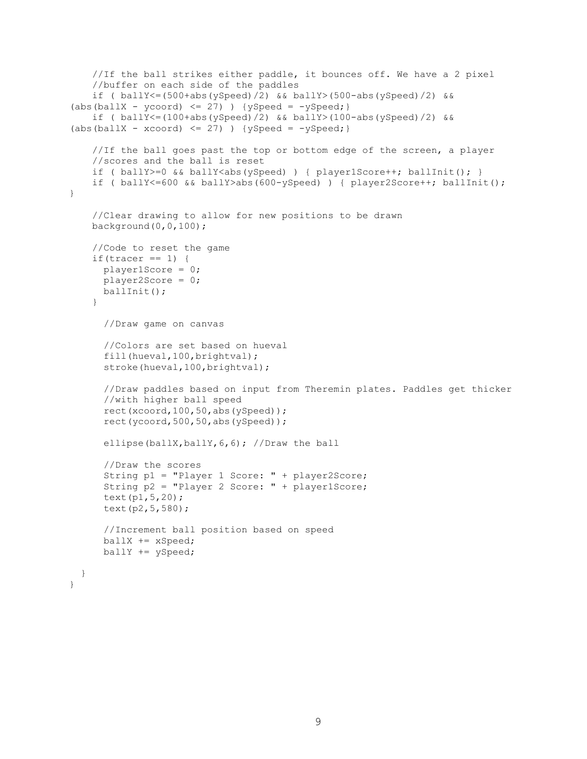```
    //If the ball strikes either paddle, it bounces off. We have a 2 pixel
    //buffer on each side of the paddles
    if ( ballY<=(500+abs(ySpeed)/2) && ballY>(500-abs(ySpeed)/2) &&
(abs(ballX - ycoord) <= 27) ) {ySpeed = -ySpeed;}
    if ( ballY<=(100+abs(ySpeed)/2) && ballY>(100-abs(ySpeed)/2) &&
(abs(ballX - xcoord) <= 27) ) {ySpeed = -ySpeed;}

    //If the ball goes past the top or bottom edge of the screen, a player
    //scores and the ball is reset
    if ( ballY>=0 && ballY<abs(ySpeed) ) { player1Score++; ballInit(); }
    if ( ballY<=600 && ballY>abs(600-ySpeed) ) { player2Score++; ballInit();
}

    //Clear drawing to allow for new positions to be drawn
    background(0,0,100);

    //Code to reset the game
    if(tracer == 1) {
      player1Score = 0;
      player2Score = 0;
      ballInit();
    }

      //Draw game on canvas

      //Colors are set based on hueval
      fill(hueval,100,brightval);
      stroke(hueval,100,brightval);

      //Draw paddles based on input from Theremin plates. Paddles get thicker
      //with higher ball speed
      rect(xcoord,100,50,abs(ySpeed));
      rect(ycoord,500,50,abs(ySpeed));

      ellipse(ballX,ballY,6,6); //Draw the ball

      //Draw the scores
      String p1 = "Player 1 Score: " + player2Score;
      String p2 = "Player 2 Score: " + player1Score;
      text(p1,5,20);
      text(p2,5,580);

      //Increment ball position based on speed
      ballX += xSpeed;
      ballY += ySpeed;

  }
}
```